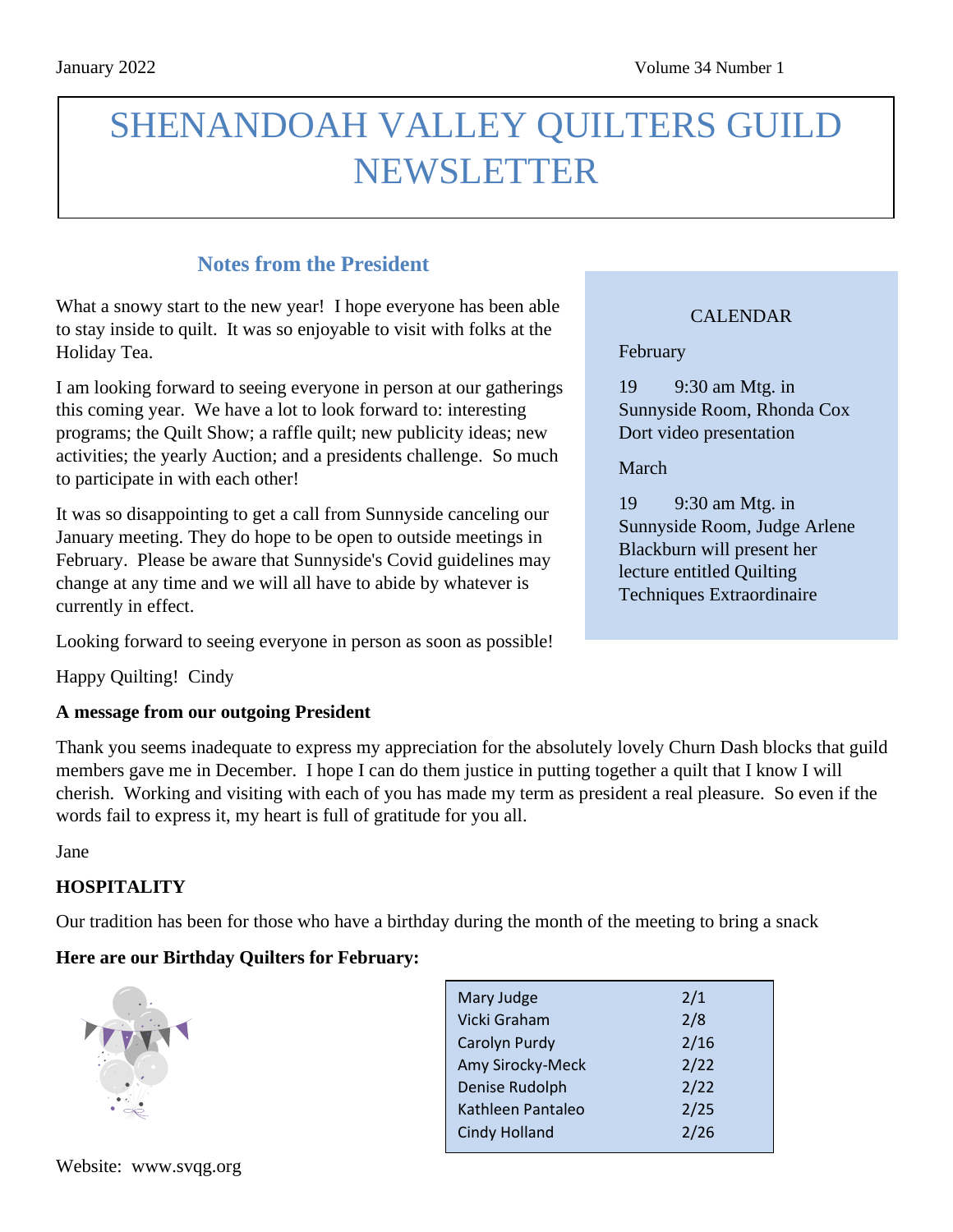January 2022 Volume 34 Number 1

# SHENANDOAH VALLEY QUILTERS GUILD NEWSLETTER

## Notes from the President

What a snowy start to the new year! I hope everyone has been able to stay inside to quilt. It was so enjoyable to visit with folks at the Holiday Tea.

I am looking forward to seeing everyone in person at our gatherings this coming year. We have a lot to look forward to: interesting programs; the Quilt Show; a raffle quilt; new publicity ideas; new activities; the yearly Auction; and a presidents challenge. So much to participate in with each other!

It was so disappointing to get a call from Sunnyside canceling our January meeting. They do hope to be open to outside meetings in February. Please be aware that Sunnyside's Covid guidelines may change at any time and we will all have to abide by whatever is currently in effect.

Looking forward to seeing everyone in person as soon as possible!

Happy Quilting! Cindy

### CALENDAR

February

19 9:30 am Mtg. in Sunnyside Room, Rhonda Cox Dort video presentation

March

19 9:30 am Mtg. in Sunnyside Room, Judge Arlene Blackburn will present her lecture entitled Quilting Techniques Extraordinaire

**A message from our outgoing President**

Thank you seems inadequate to express my appreciation for the absolutely lovely Churn Dash blocks that guild members gave me in December. I hope I can do them justice in putting together a quilt that I know I will cherish. Working and visiting with each of you has made my term as president a real pleasure. So even if the words fail to express it, my heart is full of gratitude for you all.

Jane

**HOSPITALITY**

Our tradition has been for those who have a birthday during the month of the meeting to bring a snack

**Here are our Birthday Quilters for February:**

| | |
|---|---|
| Mary Judge | 2/1 |
| Vicki Graham | 2/8 |
| Carolyn Purdy | 2/16 |
| Amy Sirocky-Meck | 2/22 |
| Denise Rudolph | 2/22 |
| Kathleen Pantaleo | 2/25 |
| Cindy Holland | 2/26 |

Website: www.svqg.org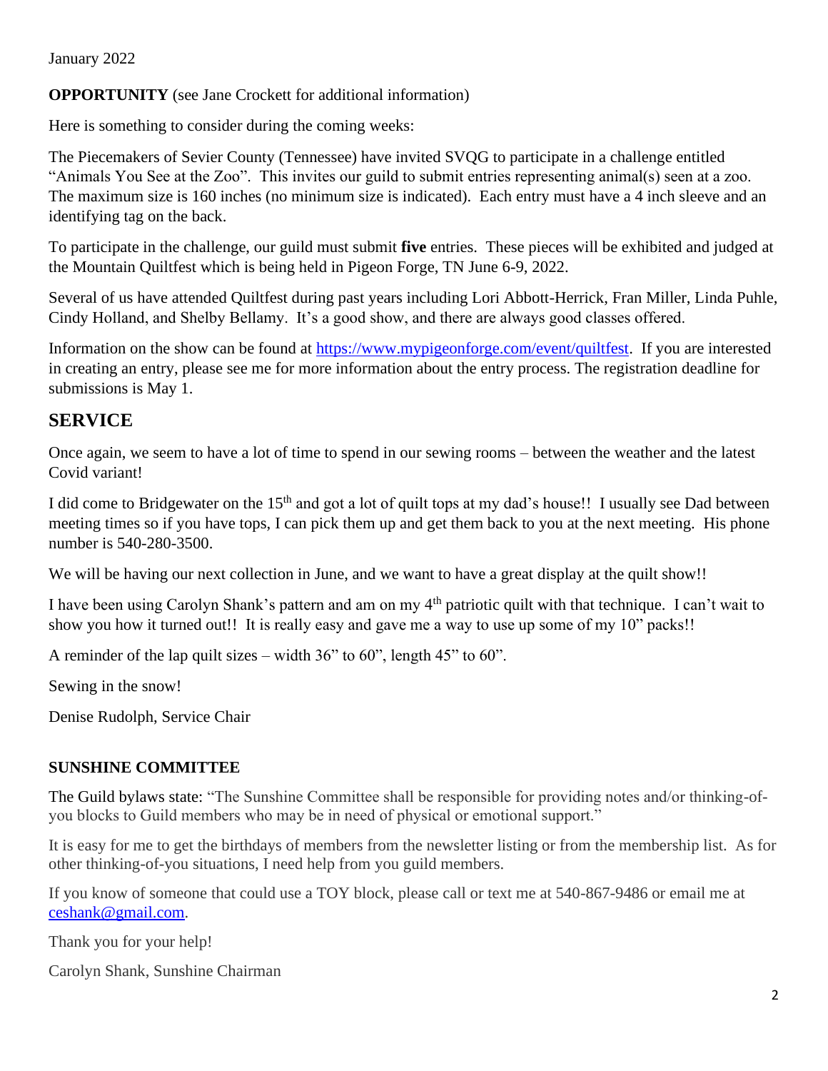January 2022

**OPPORTUNITY** (see Jane Crockett for additional information)

Here is something to consider during the coming weeks:

The Piecemakers of Sevier County (Tennessee) have invited SVQG to participate in a challenge entitled "Animals You See at the Zoo". This invites our guild to submit entries representing animal(s) seen at a zoo. The maximum size is 160 inches (no minimum size is indicated). Each entry must have a 4 inch sleeve and an identifying tag on the back.

To participate in the challenge, our guild must submit **five** entries. These pieces will be exhibited and judged at the Mountain Quiltfest which is being held in Pigeon Forge, TN June 6-9, 2022.

Several of us have attended Quiltfest during past years including Lori Abbott-Herrick, Fran Miller, Linda Puhle, Cindy Holland, and Shelby Bellamy. It's a good show, and there are always good classes offered.

Information on the show can be found at https://www.mypigeonforge.com/event/quiltfest. If you are interested in creating an entry, please see me for more information about the entry process. The registration deadline for submissions is May 1.

## SERVICE

Once again, we seem to have a lot of time to spend in our sewing rooms – between the weather and the latest Covid variant!

I did come to Bridgewater on the 15th and got a lot of quilt tops at my dad's house!! I usually see Dad between meeting times so if you have tops, I can pick them up and get them back to you at the next meeting. His phone number is 540-280-3500.

We will be having our next collection in June, and we want to have a great display at the quilt show!!

I have been using Carolyn Shank's pattern and am on my 4th patriotic quilt with that technique. I can't wait to show you how it turned out!! It is really easy and gave me a way to use up some of my 10" packs!!

A reminder of the lap quilt sizes – width 36" to 60", length 45" to 60".

Sewing in the snow!

Denise Rudolph, Service Chair

### SUNSHINE COMMITTEE

The Guild bylaws state: "The Sunshine Committee shall be responsible for providing notes and/or thinking-of-you blocks to Guild members who may be in need of physical or emotional support."

It is easy for me to get the birthdays of members from the newsletter listing or from the membership list. As for other thinking-of-you situations, I need help from you guild members.

If you know of someone that could use a TOY block, please call or text me at 540-867-9486 or email me at ceshank@gmail.com.

Thank you for your help!

Carolyn Shank, Sunshine Chairman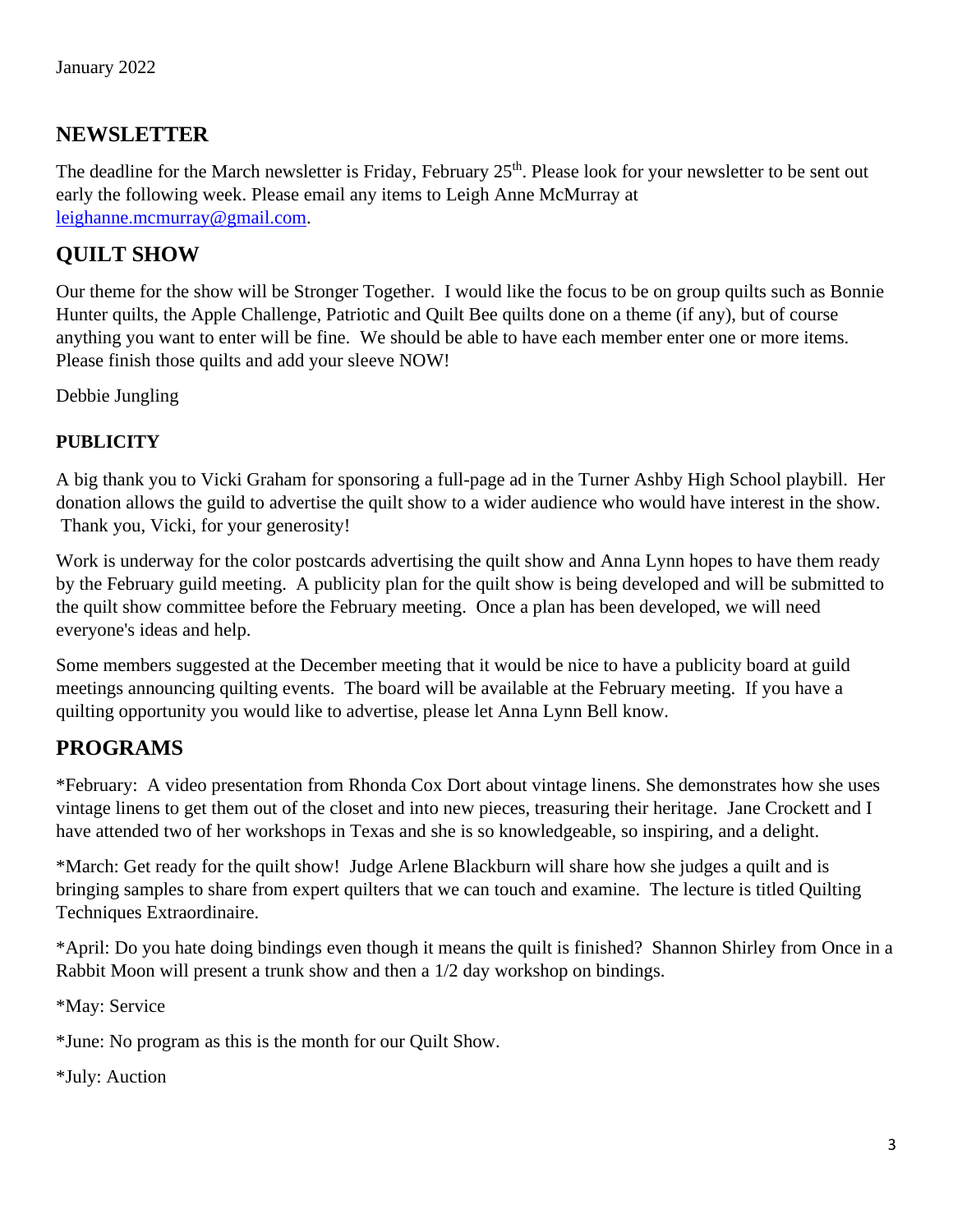January 2022

## NEWSLETTER

The deadline for the March newsletter is Friday, February 25th. Please look for your newsletter to be sent out early the following week. Please email any items to Leigh Anne McMurray at [leighanne.mcmurray@gmail.com](mailto:leighanne.mcmurray@gmail.com).

## QUILT SHOW

Our theme for the show will be Stronger Together. I would like the focus to be on group quilts such as Bonnie Hunter quilts, the Apple Challenge, Patriotic and Quilt Bee quilts done on a theme (if any), but of course anything you want to enter will be fine. We should be able to have each member enter one or more items. Please finish those quilts and add your sleeve NOW!

Debbie Jungling

### PUBLICITY

A big thank you to Vicki Graham for sponsoring a full-page ad in the Turner Ashby High School playbill. Her donation allows the guild to advertise the quilt show to a wider audience who would have interest in the show. Thank you, Vicki, for your generosity!

Work is underway for the color postcards advertising the quilt show and Anna Lynn hopes to have them ready by the February guild meeting. A publicity plan for the quilt show is being developed and will be submitted to the quilt show committee before the February meeting. Once a plan has been developed, we will need everyone's ideas and help.

Some members suggested at the December meeting that it would be nice to have a publicity board at guild meetings announcing quilting events. The board will be available at the February meeting. If you have a quilting opportunity you would like to advertise, please let Anna Lynn Bell know.

## PROGRAMS

*February: A video presentation from Rhonda Cox Dort about vintage linens. She demonstrates how she uses vintage linens to get them out of the closet and into new pieces, treasuring their heritage. Jane Crockett and I have attended two of her workshops in Texas and she is so knowledgeable, so inspiring, and a delight.

*March: Get ready for the quilt show! Judge Arlene Blackburn will share how she judges a quilt and is bringing samples to share from expert quilters that we can touch and examine. The lecture is titled Quilting Techniques Extraordinaire.

*April: Do you hate doing bindings even though it means the quilt is finished? Shannon Shirley from Once in a Rabbit Moon will present a trunk show and then a 1/2 day workshop on bindings.

*May: Service

*June: No program as this is the month for our Quilt Show.

*July: Auction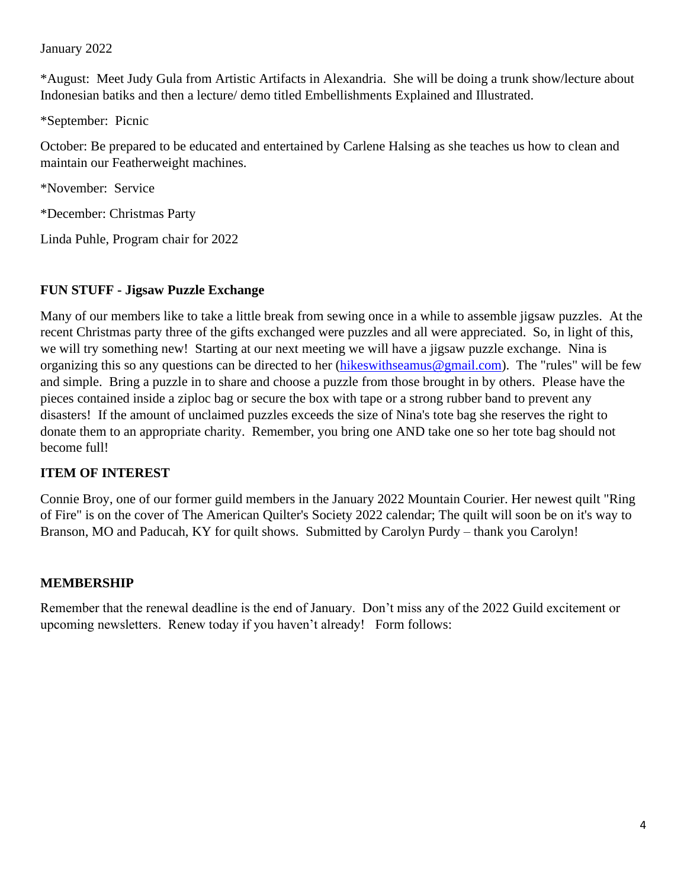January 2022

*August: Meet Judy Gula from Artistic Artifacts in Alexandria. She will be doing a trunk show/lecture about Indonesian batiks and then a lecture/ demo titled Embellishments Explained and Illustrated.

*September: Picnic

October: Be prepared to be educated and entertained by Carlene Halsing as she teaches us how to clean and maintain our Featherweight machines.

*November: Service

*December: Christmas Party

Linda Puhle, Program chair for 2022

**FUN STUFF - Jigsaw Puzzle Exchange**

Many of our members like to take a little break from sewing once in a while to assemble jigsaw puzzles. At the recent Christmas party three of the gifts exchanged were puzzles and all were appreciated. So, in light of this, we will try something new! Starting at our next meeting we will have a jigsaw puzzle exchange. Nina is organizing this so any questions can be directed to her (hikeswithseamus@gmail.com). The "rules" will be few and simple. Bring a puzzle in to share and choose a puzzle from those brought in by others. Please have the pieces contained inside a ziploc bag or secure the box with tape or a strong rubber band to prevent any disasters! If the amount of unclaimed puzzles exceeds the size of Nina's tote bag she reserves the right to donate them to an appropriate charity. Remember, you bring one AND take one so her tote bag should not become full!

**ITEM OF INTEREST**

Connie Broy, one of our former guild members in the January 2022 Mountain Courier. Her newest quilt "Ring of Fire" is on the cover of The American Quilter's Society 2022 calendar; The quilt will soon be on it's way to Branson, MO and Paducah, KY for quilt shows. Submitted by Carolyn Purdy – thank you Carolyn!

**MEMBERSHIP**

Remember that the renewal deadline is the end of January. Don't miss any of the 2022 Guild excitement or upcoming newsletters. Renew today if you haven't already! Form follows: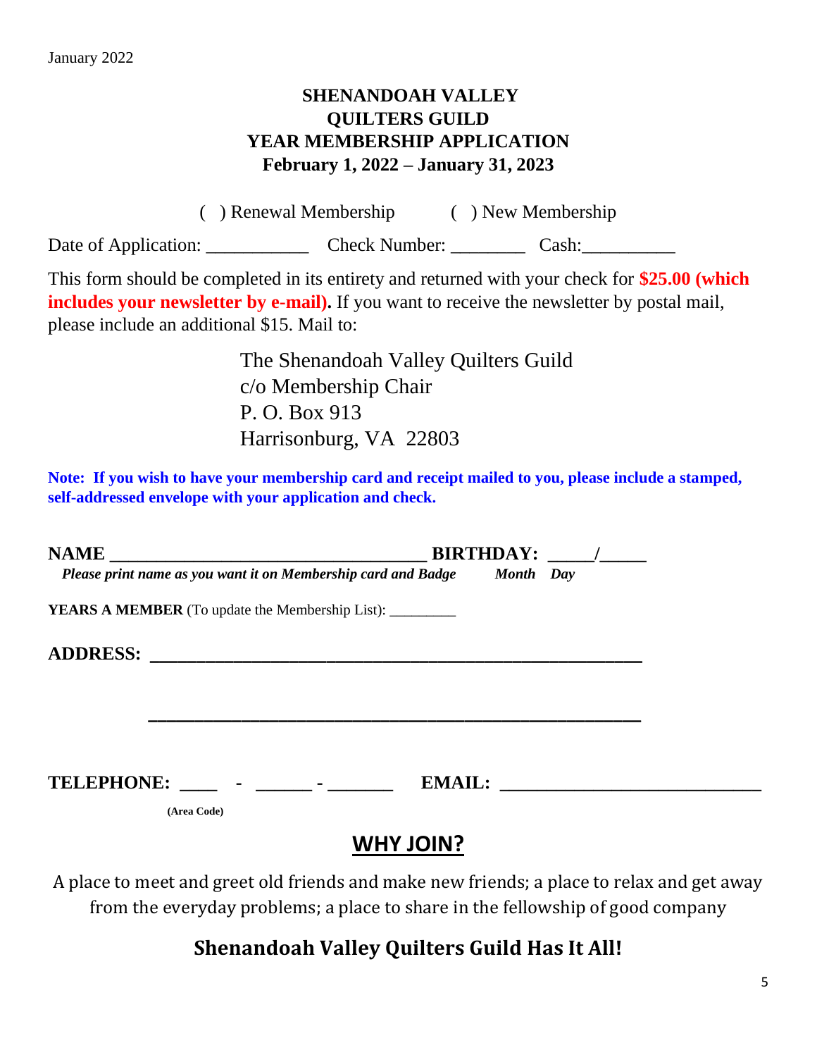January 2022

**SHENANDOAH VALLEY QUILTERS GUILD**
**YEAR MEMBERSHIP APPLICATION**
**February 1, 2022 – January 31, 2023**

( ) Renewal Membership ( ) New Membership

Date of Application: ___________ Check Number: ________ Cash:__________

This form should be completed in its entirety and returned with your check for **$25.00 (which includes your newsletter by e-mail).** If you want to receive the newsletter by postal mail, please include an additional $15. Mail to:

The Shenandoah Valley Quilters Guild
c/o Membership Chair
P. O. Box 913
Harrisonburg, VA 22803

**Note: If you wish to have your membership card and receipt mailed to you, please include a stamped, self-addressed envelope with your application and check.**

**NAME** __________________________________ **BIRTHDAY:** _____/_____
***Please print name as you want it on Membership card and Badge*** ***Month Day***

**YEARS A MEMBER** (To update the Membership List): _________

**ADDRESS:** _____________________________________________________

_____________________________________________________

**TELEPHONE:** ____ - ______ - _______ **EMAIL:** ____________________________
**(Area Code)**

## WHY JOIN?

A place to meet and greet old friends and make new friends; a place to relax and get away from the everyday problems; a place to share in the fellowship of good company

### Shenandoah Valley Quilters Guild Has It All!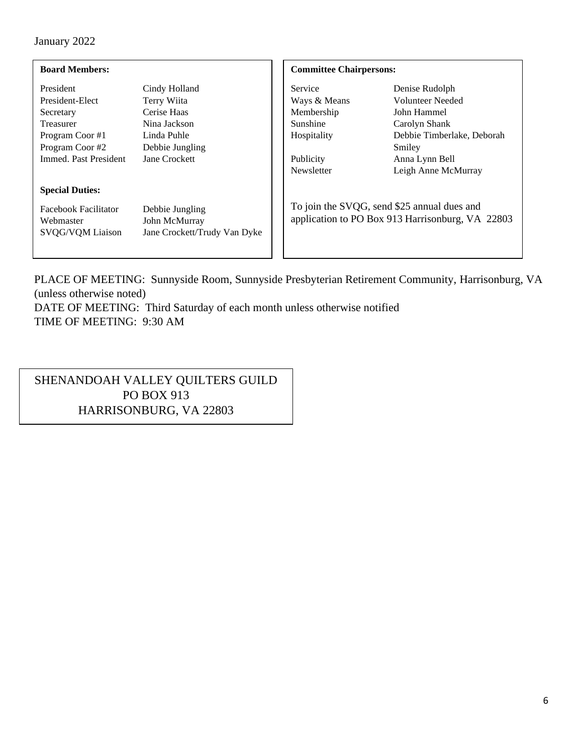January 2022

**Board Members:**

| | |
|---|---|
| President | Cindy Holland |
| President-Elect | Terry Wiita |
| Secretary | Cerise Haas |
| Treasurer | Nina Jackson |
| Program Coor #1 | Linda Puhle |
| Program Coor #2 | Debbie Jungling |
| Immed. Past President | Jane Crockett |

**Special Duties:**

| | |
|---|---|
| Facebook Facilitator | Debbie Jungling |
| Webmaster | John McMurray |
| SVQG/VQM Liaison | Jane Crockett/Trudy Van Dyke |

**Committee Chairpersons:**

| | |
|---|---|
| Service | Denise Rudolph |
| Ways & Means | Volunteer Needed |
| Membership | John Hammel |
| Sunshine | Carolyn Shank |
| Hospitality | Debbie Timberlake, Deborah Smiley |
| Publicity | Anna Lynn Bell |
| Newsletter | Leigh Anne McMurray |

To join the SVQG, send $25 annual dues and application to PO Box 913 Harrisonburg, VA 22803

PLACE OF MEETING: Sunnyside Room, Sunnyside Presbyterian Retirement Community, Harrisonburg, VA (unless otherwise noted)
DATE OF MEETING: Third Saturday of each month unless otherwise notified
TIME OF MEETING: 9:30 AM

SHENANDOAH VALLEY QUILTERS GUILD
PO BOX 913
HARRISONBURG, VA 22803